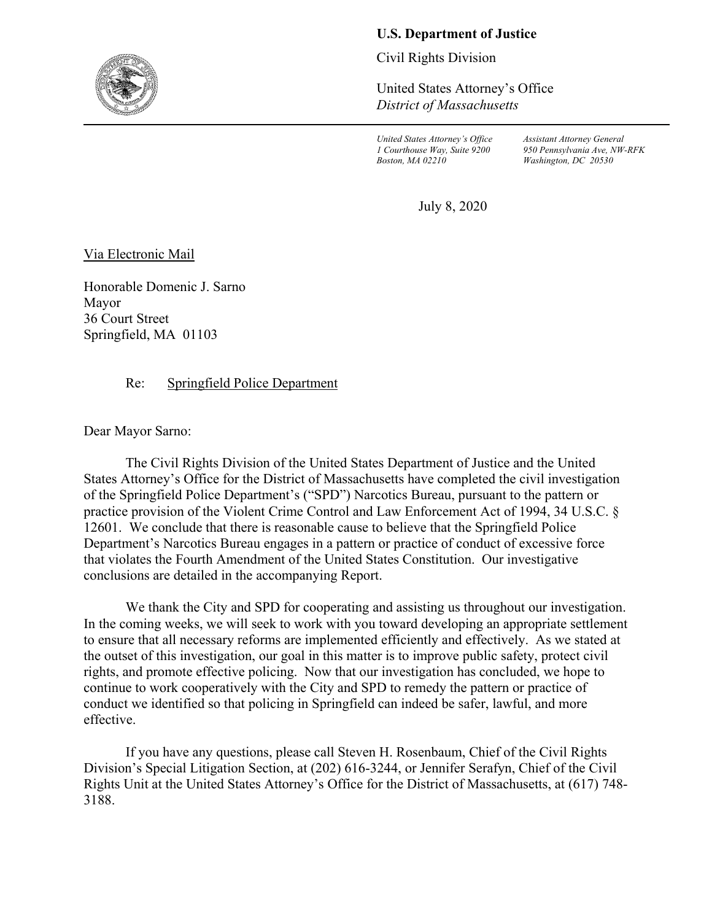**U.S. Department of Justice**

Civil Rights Division

United States Attorney's Office
*District of Massachusetts*

---

*United States Attorney's Office*
*1 Courthouse Way, Suite 9200*
*Boston, MA 02210*

*Assistant Attorney General*
*950 Pennsylvania Ave, NW-RFK*
*Washington, DC 20530*

July 8, 2020

Via Electronic Mail

Honorable Domenic J. Sarno
Mayor
36 Court Street
Springfield, MA 01103

Re: Springfield Police Department

Dear Mayor Sarno:

The Civil Rights Division of the United States Department of Justice and the United States Attorney's Office for the District of Massachusetts have completed the civil investigation of the Springfield Police Department's ("SPD") Narcotics Bureau, pursuant to the pattern or practice provision of the Violent Crime Control and Law Enforcement Act of 1994, 34 U.S.C. § 12601. We conclude that there is reasonable cause to believe that the Springfield Police Department's Narcotics Bureau engages in a pattern or practice of conduct of excessive force that violates the Fourth Amendment of the United States Constitution. Our investigative conclusions are detailed in the accompanying Report.

We thank the City and SPD for cooperating and assisting us throughout our investigation. In the coming weeks, we will seek to work with you toward developing an appropriate settlement to ensure that all necessary reforms are implemented efficiently and effectively. As we stated at the outset of this investigation, our goal in this matter is to improve public safety, protect civil rights, and promote effective policing. Now that our investigation has concluded, we hope to continue to work cooperatively with the City and SPD to remedy the pattern or practice of conduct we identified so that policing in Springfield can indeed be safer, lawful, and more effective.

If you have any questions, please call Steven H. Rosenbaum, Chief of the Civil Rights Division's Special Litigation Section, at (202) 616-3244, or Jennifer Serafyn, Chief of the Civil Rights Unit at the United States Attorney's Office for the District of Massachusetts, at (617) 748-3188.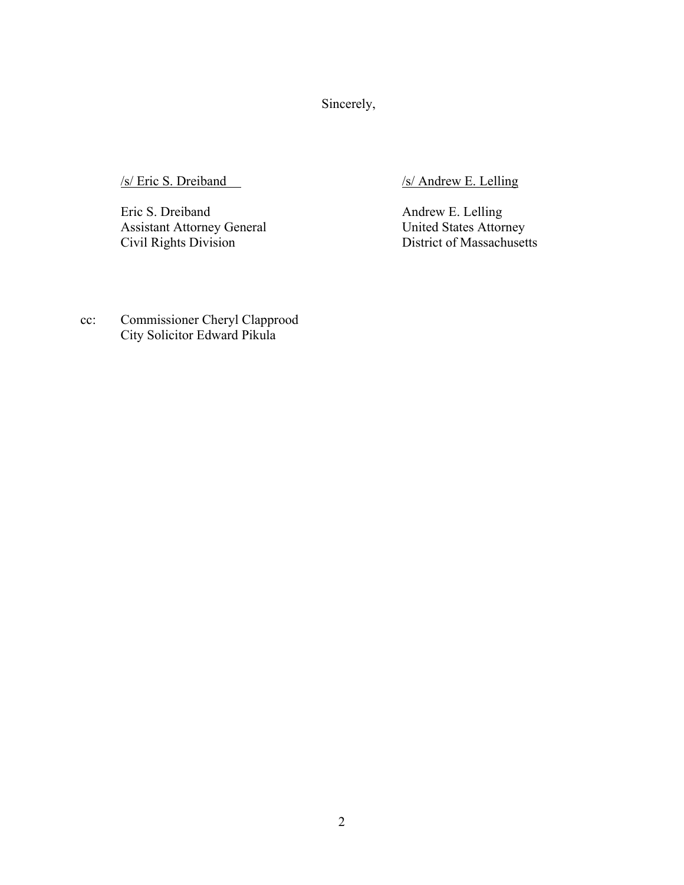Sincerely,

/s/ Eric S. Dreiband

Eric S. Dreiband
Assistant Attorney General
Civil Rights Division

/s/ Andrew E. Lelling

Andrew E. Lelling
United States Attorney
District of Massachusetts

cc: Commissioner Cheryl Clapprood
City Solicitor Edward Pikula